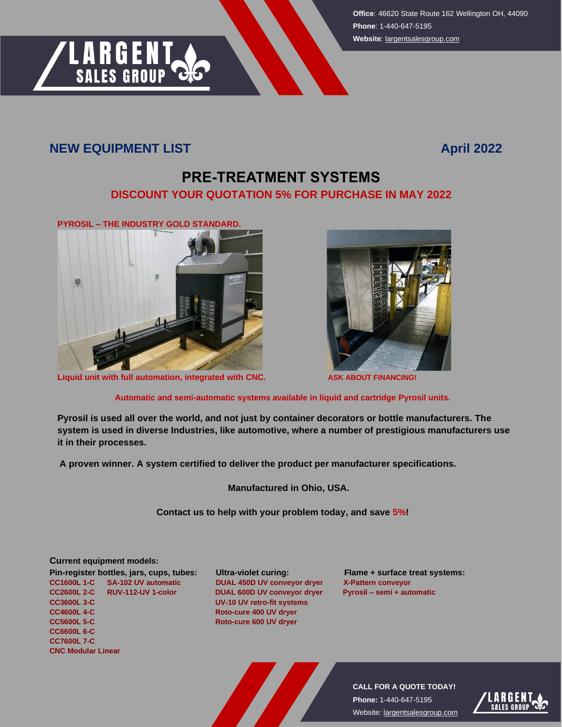LARGENT SALES GROUP

**Office**: 46620 State Route 162 Wellington OH, 44090
**Phone**: 1-440-647-5195
**Website**: largentsalesgroup.com

## NEW EQUIPMENT LIST — April 2022

# PRE-TREATMENT SYSTEMS

**DISCOUNT YOUR QUOTATION 5% FOR PURCHASE IN MAY 2022**

**PYROSIL – THE INDUSTRY GOLD STANDARD.**

Liquid unit with full automation, integrated with CNC.

ASK ABOUT FINANCING!

**Automatic and semi-automatic systems available in liquid and cartridge Pyrosil units.**

**Pyrosil is used all over the world, and not just by container decorators or bottle manufacturers. The system is used in diverse Industries, like automotive, where a number of prestigious manufacturers use it in their processes.**

**A proven winner. A system certified to deliver the product per manufacturer specifications.**

**Manufactured in Ohio, USA.**

**Contact us to help with your problem today, and save 5%!**

**Current equipment models:**

**Pin-register bottles, jars, cups, tubes:**
- CC1600L 1-C
- CC2600L 2-C
- CC3600L 3-C
- CC4600L 4-C
- CC5600L 5-C
- CC6600L 6-C
- CC7600L 7-C
- CNC Modular Linear
- SA-102 UV automatic
- RUV-112-UV 1-color

**Ultra-violet curing:**
- DUAL 450D UV conveyor dryer
- DUAL 600D UV conveyor dryer
- UV-10 UV retro-fit systems
- Roto-cure 400 UV dryer
- Roto-cure 600 UV dryer

**Flame + surface treat systems:**
- X-Pattern conveyor
- Pyrosil – semi + automatic

**CALL FOR A QUOTE TODAY!**
**Phone:** 1-440-647-5195
Website: largentsalesgroup.com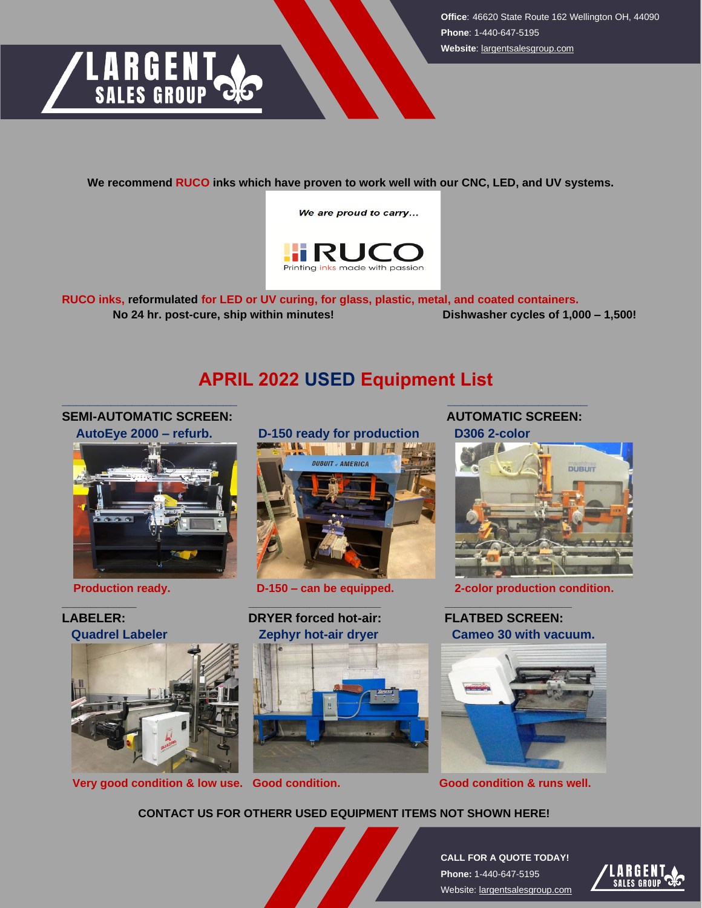**Office**: 46620 State Route 162 Wellington OH, 44090
**Phone**: 1-440-647-5195
**Website**: largentsalesgroup.com

LARGENT SALES GROUP

**We recommend RUCO inks which have proven to work well with our CNC, LED, and UV systems.**

*We are proud to carry…*

RUCO
Printing inks made with passion

**RUCO inks, reformulated for LED or UV curing, for glass, plastic, metal, and coated containers.**
**No 24 hr. post-cure, ship within minutes!** **Dishwasher cycles of 1,000 – 1,500!**

# APRIL 2022 USED Equipment List

## SEMI-AUTOMATIC SCREEN:

**AutoEye 2000 – refurb.**

**Production ready.**

**D-150 ready for production**

**D-150 – can be equipped.**

## AUTOMATIC SCREEN:

**D306 2-color**

**2-color production condition.**

## LABELER:

**Quadrel Labeler**

**Very good condition & low use.**

## DRYER forced hot-air:

**Zephyr hot-air dryer**

**Good condition.**

## FLATBED SCREEN:

**Cameo 30 with vacuum.**

**Good condition & runs well.**

**CONTACT US FOR OTHERR USED EQUIPMENT ITEMS NOT SHOWN HERE!**

**CALL FOR A QUOTE TODAY!**
**Phone:** 1-440-647-5195
Website: largentsalesgroup.com